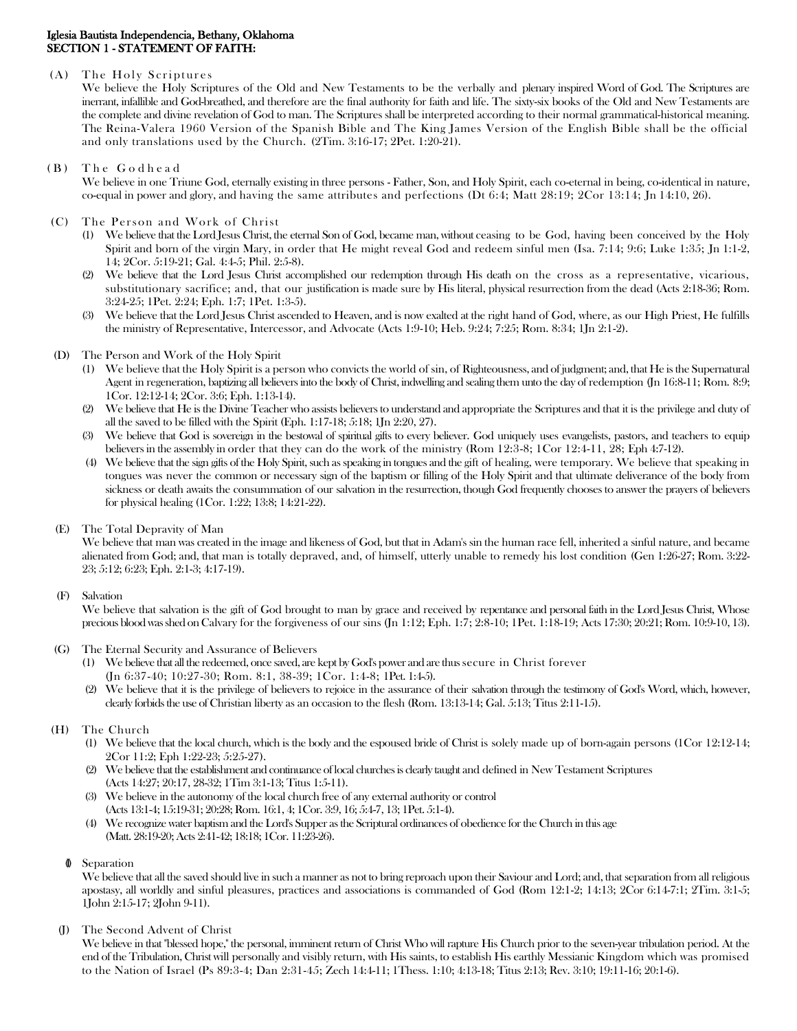**Iglesia Bautista Independencia, Bethany, Oklahoma**
**SECTION 1 - STATEMENT OF FAITH:**

(A) The Holy Scriptures

We believe the Holy Scriptures of the Old and New Testaments to be the verbally and plenary inspired Word of God. The Scriptures are inerrant, infallible and God-breathed, and therefore are the final authority for faith and life. The sixty-six books of the Old and New Testaments are the complete and divine revelation of God to man. The Scriptures shall be interpreted according to their normal grammatical-historical meaning. The Reina-Valera 1960 Version of the Spanish Bible and The King James Version of the English Bible shall be the official and only translations used by the Church. (2Tim. 3:16-17; 2Pet. 1:20-21).

(B) The Godhead

We believe in one Triune God, eternally existing in three persons - Father, Son, and Holy Spirit, each co-eternal in being, co-identical in nature, co-equal in power and glory, and having the same attributes and perfections (Dt 6:4; Matt 28:19; 2Cor 13:14; Jn 14:10, 26).

(C) The Person and Work of Christ

(1) We believe that the Lord Jesus Christ, the eternal Son of God, became man, without ceasing to be God, having been conceived by the Holy Spirit and born of the virgin Mary, in order that He might reveal God and redeem sinful men (Isa. 7:14; 9:6; Luke 1:35; Jn 1:1-2, 14; 2Cor. 5:19-21; Gal. 4:4-5; Phil. 2:5-8).

(2) We believe that the Lord Jesus Christ accomplished our redemption through His death on the cross as a representative, vicarious, substitutionary sacrifice; and, that our justification is made sure by His literal, physical resurrection from the dead (Acts 2:18-36; Rom. 3:24-25; 1Pet. 2:24; Eph. 1:7; 1Pet. 1:3-5).

(3) We believe that the Lord Jesus Christ ascended to Heaven, and is now exalted at the right hand of God, where, as our High Priest, He fulfills the ministry of Representative, Intercessor, and Advocate (Acts 1:9-10; Heb. 9:24; 7:25; Rom. 8:34; 1Jn 2:1-2).

(D) The Person and Work of the Holy Spirit

(1) We believe that the Holy Spirit is a person who convicts the world of sin, of Righteousness, and of judgment; and, that He is the Supernatural Agent in regeneration, baptizing all believers into the body of Christ, indwelling and sealing them unto the day of redemption (Jn 16:8-11; Rom. 8:9; 1Cor. 12:12-14; 2Cor. 3:6; Eph. 1:13-14).

(2) We believe that He is the Divine Teacher who assists believers to understand and appropriate the Scriptures and that it is the privilege and duty of all the saved to be filled with the Spirit (Eph. 1:17-18; 5:18; 1Jn 2:20, 27).

(3) We believe that God is sovereign in the bestowal of spiritual gifts to every believer. God uniquely uses evangelists, pastors, and teachers to equip believers in the assembly in order that they can do the work of the ministry (Rom 12:3-8; 1Cor 12:4-11, 28; Eph 4:7-12).

(4) We believe that the sign gifts of the Holy Spirit, such as speaking in tongues and the gift of healing, were temporary. We believe that speaking in tongues was never the common or necessary sign of the baptism or filling of the Holy Spirit and that ultimate deliverance of the body from sickness or death awaits the consummation of our salvation in the resurrection, though God frequently chooses to answer the prayers of believers for physical healing (1Cor. 1:22; 13:8; 14:21-22).

(E) The Total Depravity of Man

We believe that man was created in the image and likeness of God, but that in Adam's sin the human race fell, inherited a sinful nature, and became alienated from God; and, that man is totally depraved, and, of himself, utterly unable to remedy his lost condition (Gen 1:26-27; Rom. 3:22-23; 5:12; 6:23; Eph. 2:1-3; 4:17-19).

(F) Salvation

We believe that salvation is the gift of God brought to man by grace and received by repentance and personal faith in the Lord Jesus Christ, Whose precious blood was shed on Calvary for the forgiveness of our sins (Jn 1:12; Eph. 1:7; 2:8-10; 1Pet. 1:18-19; Acts 17:30; 20:21; Rom. 10:9-10, 13).

(G) The Eternal Security and Assurance of Believers

(1) We believe that all the redeemed, once saved, are kept by God's power and are thus secure in Christ forever (Jn 6:37-40; 10:27-30; Rom. 8:1, 38-39; 1Cor. 1:4-8; 1Pet. 1:4-5).

(2) We believe that it is the privilege of believers to rejoice in the assurance of their salvation through the testimony of God's Word, which, however, clearly forbids the use of Christian liberty as an occasion to the flesh (Rom. 13:13-14; Gal. 5:13; Titus 2:11-15).

(H) The Church

(1) We believe that the local church, which is the body and the espoused bride of Christ is solely made up of born-again persons (1Cor 12:12-14; 2Cor 11:2; Eph 1:22-23; 5:25-27).

(2) We believe that the establishment and continuance of local churches is clearly taught and defined in New Testament Scriptures (Acts 14:27; 20:17, 28-32; 1Tim 3:1-13; Titus 1:5-11).

(3) We believe in the autonomy of the local church free of any external authority or control (Acts 13:1-4; 15:19-31; 20:28; Rom. 16:1, 4; 1Cor. 3:9, 16; 5:4-7, 13; 1Pet. 5:1-4).

(4) We recognize water baptism and the Lord's Supper as the Scriptural ordinances of obedience for the Church in this age (Matt. 28:19-20; Acts 2:41-42; 18:18; 1Cor. 11:23-26).

(I) Separation

We believe that all the saved should live in such a manner as not to bring reproach upon their Saviour and Lord; and, that separation from all religious apostasy, all worldly and sinful pleasures, practices and associations is commanded of God (Rom 12:1-2; 14:13; 2Cor 6:14-7:1; 2Tim. 3:1-5; 1John 2:15-17; 2John 9-11).

(J) The Second Advent of Christ

We believe in that "blessed hope," the personal, imminent return of Christ Who will rapture His Church prior to the seven-year tribulation period. At the end of the Tribulation, Christ will personally and visibly return, with His saints, to establish His earthly Messianic Kingdom which was promised to the Nation of Israel (Ps 89:3-4; Dan 2:31-45; Zech 14:4-11; 1Thess. 1:10; 4:13-18; Titus 2:13; Rev. 3:10; 19:11-16; 20:1-6).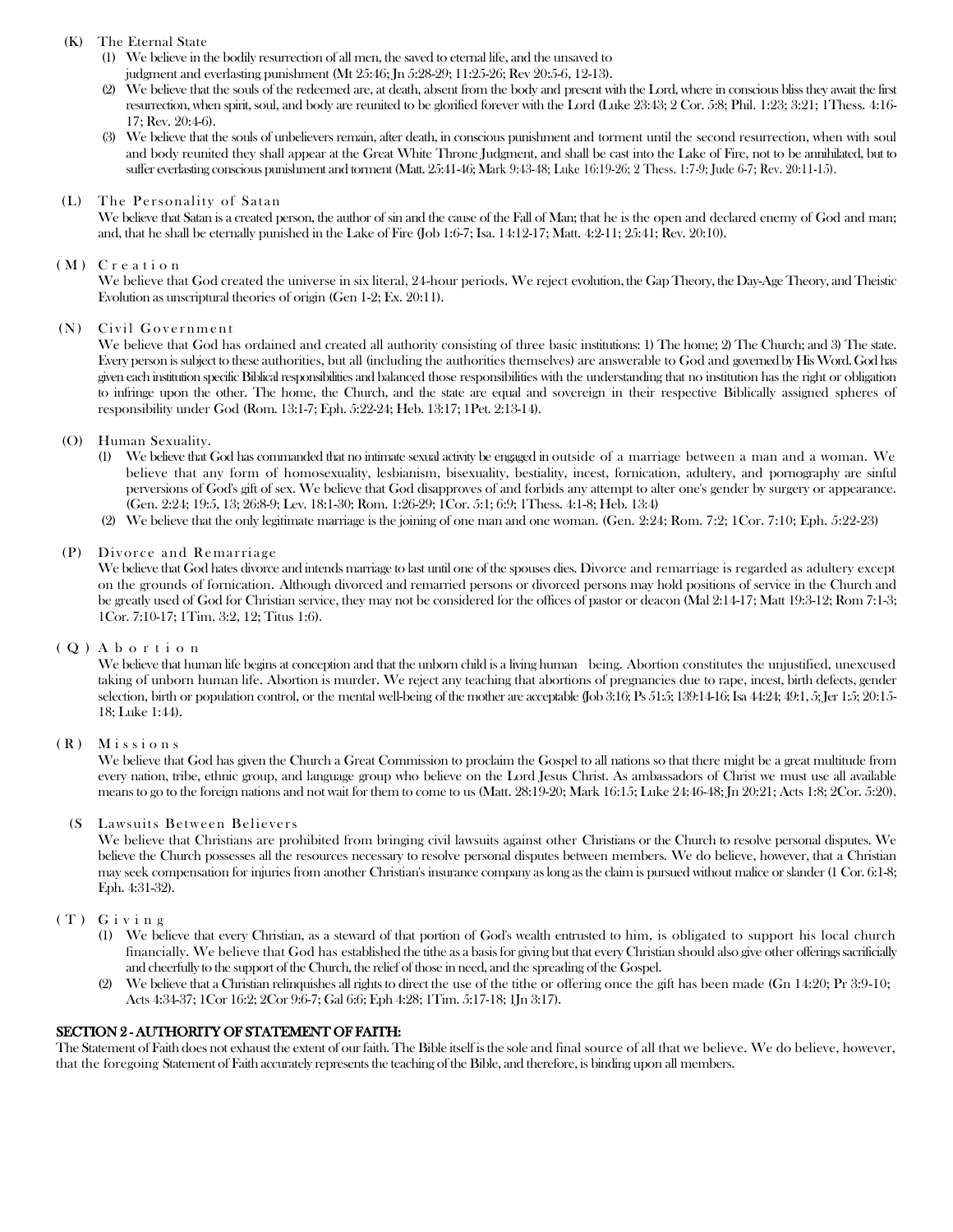(K) The Eternal State

1. We believe in the bodily resurrection of all men, the saved to eternal life, and the unsaved to judgment and everlasting punishment (Mt 25:46; Jn 5:28-29; 11:25-26; Rev 20:5-6, 12-13).
2. We believe that the souls of the redeemed are, at death, absent from the body and present with the Lord, where in conscious bliss they await the first resurrection, when spirit, soul, and body are reunited to be glorified forever with the Lord (Luke 23:43; 2 Cor. 5:8; Phil. 1:23; 3:21; 1Thess. 4:16-17; Rev. 20:4-6).
3. We believe that the souls of unbelievers remain, after death, in conscious punishment and torment until the second resurrection, when with soul and body reunited they shall appear at the Great White Throne Judgment, and shall be cast into the Lake of Fire, not to be annihilated, but to suffer everlasting conscious punishment and torment (Matt. 25:41-46; Mark 9:43-48; Luke 16:19-26; 2 Thess. 1:7-9; Jude 6-7; Rev. 20:11-15).

(L) The Personality of Satan

We believe that Satan is a created person, the author of sin and the cause of the Fall of Man; that he is the open and declared enemy of God and man; and, that he shall be eternally punished in the Lake of Fire (Job 1:6-7; Isa. 14:12-17; Matt. 4:2-11; 25:41; Rev. 20:10).

(M) Creation

We believe that God created the universe in six literal, 24-hour periods. We reject evolution, the Gap Theory, the Day-Age Theory, and Theistic Evolution as unscriptural theories of origin (Gen 1-2; Ex. 20:11).

(N) Civil Government

We believe that God has ordained and created all authority consisting of three basic institutions: 1) The home; 2) The Church; and 3) The state. Every person is subject to these authorities, but all (including the authorities themselves) are answerable to God and governed by His Word. God has given each institution specific Biblical responsibilities and balanced those responsibilities with the understanding that no institution has the right or obligation to infringe upon the other. The home, the Church, and the state are equal and sovereign in their respective Biblically assigned spheres of responsibility under God (Rom. 13:1-7; Eph. 5:22-24; Heb. 13:17; 1Pet. 2:13-14).

(O) Human Sexuality.

1. We believe that God has commanded that no intimate sexual activity be engaged in outside of a marriage between a man and a woman. We believe that any form of homosexuality, lesbianism, bisexuality, bestiality, incest, fornication, adultery, and pornography are sinful perversions of God's gift of sex. We believe that God disapproves of and forbids any attempt to alter one's gender by surgery or appearance. (Gen. 2:24; 19:5, 13; 26:8-9; Lev. 18:1-30; Rom. 1:26-29; 1Cor. 5:1; 6:9; 1Thess. 4:1-8; Heb. 13:4)
2. We believe that the only legitimate marriage is the joining of one man and one woman. (Gen. 2:24; Rom. 7:2; 1Cor. 7:10; Eph. 5:22-23)

(P) Divorce and Remarriage

We believe that God hates divorce and intends marriage to last until one of the spouses dies. Divorce and remarriage is regarded as adultery except on the grounds of fornication. Although divorced and remarried persons or divorced persons may hold positions of service in the Church and be greatly used of God for Christian service, they may not be considered for the offices of pastor or deacon (Mal 2:14-17; Matt 19:3-12; Rom 7:1-3; 1Cor. 7:10-17; 1Tim. 3:2, 12; Titus 1:6).

(Q) Abortion

We believe that human life begins at conception and that the unborn child is a living human being. Abortion constitutes the unjustified, unexcused taking of unborn human life. Abortion is murder. We reject any teaching that abortions of pregnancies due to rape, incest, birth defects, gender selection, birth or population control, or the mental well-being of the mother are acceptable (Job 3:16; Ps 51:5; 139:14-16; Isa 44:24; 49:1, 5; Jer 1:5; 20:15-18; Luke 1:44).

(R) Missions

We believe that God has given the Church a Great Commission to proclaim the Gospel to all nations so that there might be a great multitude from every nation, tribe, ethnic group, and language group who believe on the Lord Jesus Christ. As ambassadors of Christ we must use all available means to go to the foreign nations and not wait for them to come to us (Matt. 28:19-20; Mark 16:15; Luke 24:46-48; Jn 20:21; Acts 1:8; 2Cor. 5:20).

(S Lawsuits Between Believers

We believe that Christians are prohibited from bringing civil lawsuits against other Christians or the Church to resolve personal disputes. We believe the Church possesses all the resources necessary to resolve personal disputes between members. We do believe, however, that a Christian may seek compensation for injuries from another Christian's insurance company as long as the claim is pursued without malice or slander (1 Cor. 6:1-8; Eph. 4:31-32).

(T) Giving

1. We believe that every Christian, as a steward of that portion of God's wealth entrusted to him, is obligated to support his local church financially. We believe that God has established the tithe as a basis for giving but that every Christian should also give other offerings sacrificially and cheerfully to the support of the Church, the relief of those in need, and the spreading of the Gospel.
2. We believe that a Christian relinquishes all rights to direct the use of the tithe or offering once the gift has been made (Gn 14:20; Pr 3:9-10; Acts 4:34-37; 1Cor 16:2; 2Cor 9:6-7; Gal 6:6; Eph 4:28; 1Tim. 5:17-18; 1Jn 3:17).

**SECTION 2 - AUTHORITY OF STATEMENT OF FAITH:**

The Statement of Faith does not exhaust the extent of our faith. The Bible itself is the sole and final source of all that we believe. We do believe, however, that the foregoing Statement of Faith accurately represents the teaching of the Bible, and therefore, is binding upon all members.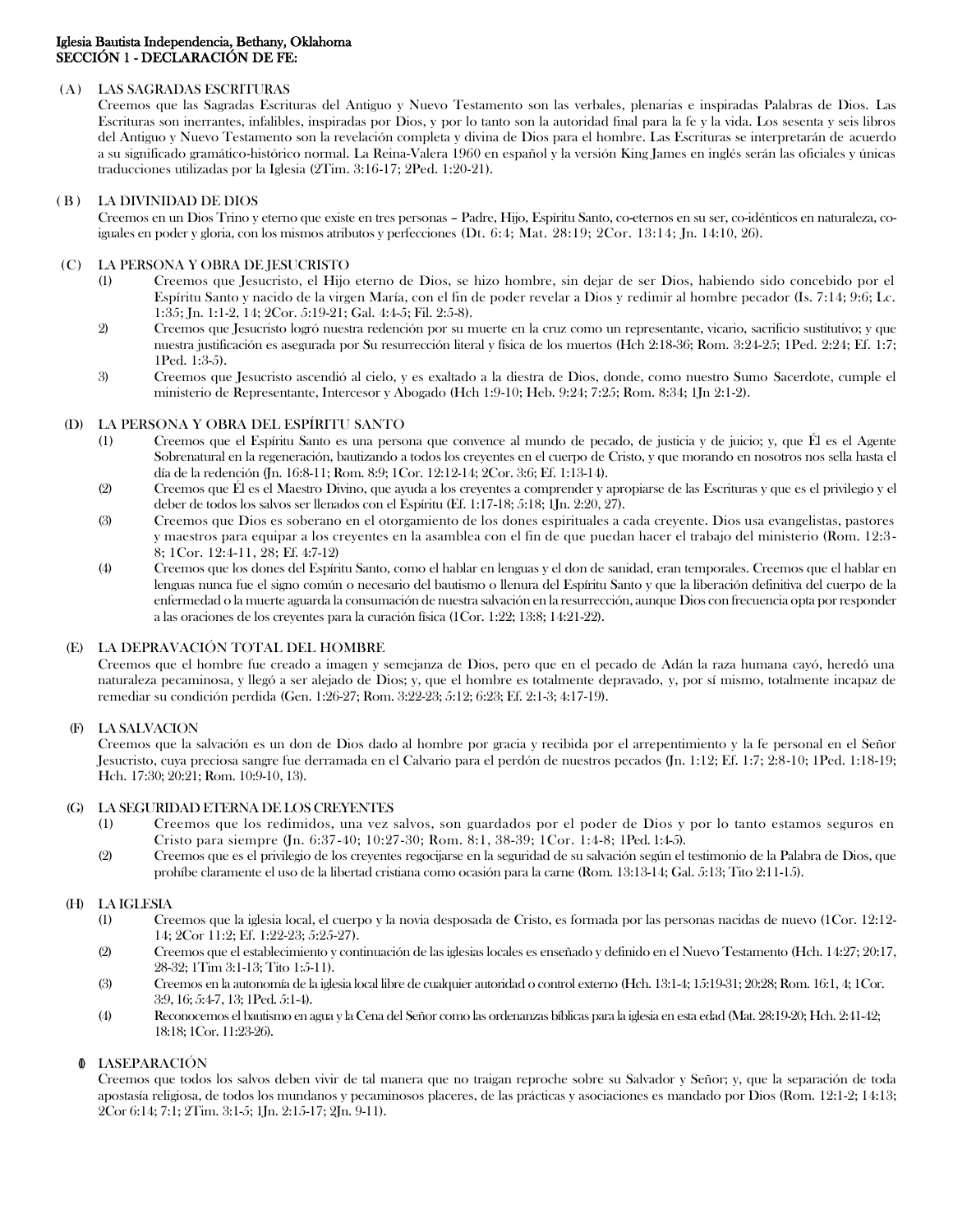**Iglesia Bautista Independencia, Bethany, Oklahoma**
**SECCIÓN 1 - DECLARACIÓN DE FE:**

### (A) LAS SAGRADAS ESCRITURAS

Creemos que las Sagradas Escrituras del Antiguo y Nuevo Testamento son las verbales, plenarias e inspiradas Palabras de Dios. Las Escrituras son inerrantes, infalibles, inspiradas por Dios, y por lo tanto son la autoridad final para la fe y la vida. Los sesenta y seis libros del Antiguo y Nuevo Testamento son la revelación completa y divina de Dios para el hombre. Las Escrituras se interpretarán de acuerdo a su significado gramático-histórico normal. La Reina-Valera 1960 en español y la versión King James en inglés serán las oficiales y únicas traducciones utilizadas por la Iglesia (2Tim. 3:16-17; 2Ped. 1:20-21).

### (B) LA DIVINIDAD DE DIOS

Creemos en un Dios Trino y eterno que existe en tres personas – Padre, Hijo, Espíritu Santo, co-eternos en su ser, co-idénticos en naturaleza, co-iguales en poder y gloria, con los mismos atributos y perfecciones (Dt. 6:4; Mat. 28:19; 2Cor. 13:14; Jn. 14:10, 26).

### (C) LA PERSONA Y OBRA DE JESUCRISTO

1) Creemos que Jesucristo, el Hijo eterno de Dios, se hizo hombre, sin dejar de ser Dios, habiendo sido concebido por el Espíritu Santo y nacido de la virgen María, con el fin de poder revelar a Dios y redimir al hombre pecador (Is. 7:14; 9:6; Lc. 1:35; Jn. 1:1-2, 14; 2Cor. 5:19-21; Gal. 4:4-5; Fil. 2:5-8).
2) Creemos que Jesucristo logró nuestra redención por su muerte en la cruz como un representante, vicario, sacrificio sustitutivo; y que nuestra justificación es asegurada por Su resurrección literal y física de los muertos (Hch 2:18-36; Rom. 3:24-25; 1Ped. 2:24; Ef. 1:7; 1Ped. 1:3-5).
3) Creemos que Jesucristo ascendió al cielo, y es exaltado a la diestra de Dios, donde, como nuestro Sumo Sacerdote, cumple el ministerio de Representante, Intercesor y Abogado (Hch 1:9-10; Heb. 9:24; 7:25; Rom. 8:34; 1Jn 2:1-2).

### (D) LA PERSONA Y OBRA DEL ESPÍRITU SANTO

(1) Creemos que el Espíritu Santo es una persona que convence al mundo de pecado, de justicia y de juicio; y, que Él es el Agente Sobrenatural en la regeneración, bautizando a todos los creyentes en el cuerpo de Cristo, y que morando en nosotros nos sella hasta el día de la redención (Jn. 16:8-11; Rom. 8:9; 1Cor. 12:12-14; 2Cor. 3:6; Ef. 1:13-14).

(2) Creemos que Él es el Maestro Divino, que ayuda a los creyentes a comprender y apropiarse de las Escrituras y que es el privilegio y el deber de todos los salvos ser llenados con el Espíritu (Ef. 1:17-18; 5:18; 1Jn. 2:20, 27).

(3) Creemos que Dios es soberano en el otorgamiento de los dones espirituales a cada creyente. Dios usa evangelistas, pastores y maestros para equipar a los creyentes en la asamblea con el fin de que puedan hacer el trabajo del ministerio (Rom. 12:3-8; 1Cor. 12:4-11, 28; Ef. 4:7-12)

(4) Creemos que los dones del Espíritu Santo, como el hablar en lenguas y el don de sanidad, eran temporales. Creemos que el hablar en lenguas nunca fue el signo común o necesario del bautismo o llenura del Espíritu Santo y que la liberación definitiva del cuerpo de la enfermedad o la muerte aguarda la consumación de nuestra salvación en la resurrección, aunque Dios con frecuencia opta por responder a las oraciones de los creyentes para la curación física (1Cor. 1:22; 13:8; 14:21-22).

### (E) LA DEPRAVACIÓN TOTAL DEL HOMBRE

Creemos que el hombre fue creado a imagen y semejanza de Dios, pero que en el pecado de Adán la raza humana cayó, heredó una naturaleza pecaminosa, y llegó a ser alejado de Dios; y, que el hombre es totalmente depravado, y, por sí mismo, totalmente incapaz de remediar su condición perdida (Gen. 1:26-27; Rom. 3:22-23; 5:12; 6:23; Ef. 2:1-3; 4:17-19).

### (F) LA SALVACION

Creemos que la salvación es un don de Dios dado al hombre por gracia y recibida por el arrepentimiento y la fe personal en el Señor Jesucristo, cuya preciosa sangre fue derramada en el Calvario para el perdón de nuestros pecados (Jn. 1:12; Ef. 1:7; 2:8-10; 1Ped. 1:18-19; Hch. 17:30; 20:21; Rom. 10:9-10, 13).

### (G) LA SEGURIDAD ETERNA DE LOS CREYENTES

(1) Creemos que los redimidos, una vez salvos, son guardados por el poder de Dios y por lo tanto estamos seguros en Cristo para siempre (Jn. 6:37-40; 10:27-30; Rom. 8:1, 38-39; 1Cor. 1:4-8; 1Ped. 1:4-5).

(2) Creemos que es el privilegio de los creyentes regocijarse en la seguridad de su salvación según el testimonio de la Palabra de Dios, que prohíbe claramente el uso de la libertad cristiana como ocasión para la carne (Rom. 13:13-14; Gal. 5:13; Tito 2:11-15).

### (H) LA IGLESIA

(1) Creemos que la iglesia local, el cuerpo y la novia desposada de Cristo, es formada por las personas nacidas de nuevo (1Cor. 12:12-14; 2Cor 11:2; Ef. 1:22-23; 5:25-27).

(2) Creemos que el establecimiento y continuación de las iglesias locales es enseñado y definido en el Nuevo Testamento (Hch. 14:27; 20:17, 28-32; 1Tim 3:1-13; Tito 1:5-11).

(3) Creemos en la autonomía de la iglesia local libre de cualquier autoridad o control externo (Hch. 13:1-4; 15:19-31; 20:28; Rom. 16:1, 4; 1Cor. 3:9, 16; 5:4-7, 13; 1Ped. 5:1-4).

(4) Reconocemos el bautismo en agua y la Cena del Señor como las ordenanzas bíblicas para la iglesia en esta edad (Mat. 28:19-20; Hch. 2:41-42; 18:18; 1Cor. 11:23-26).

### (I) LASEPARACIÓN

Creemos que todos los salvos deben vivir de tal manera que no traigan reproche sobre su Salvador y Señor; y, que la separación de toda apostasía religiosa, de todos los mundanos y pecaminosos placeres, de las prácticas y asociaciones es mandado por Dios (Rom. 12:1-2; 14:13; 2Cor 6:14; 7:1; 2Tim. 3:1-5; 1Jn. 2:15-17; 2Jn. 9-11).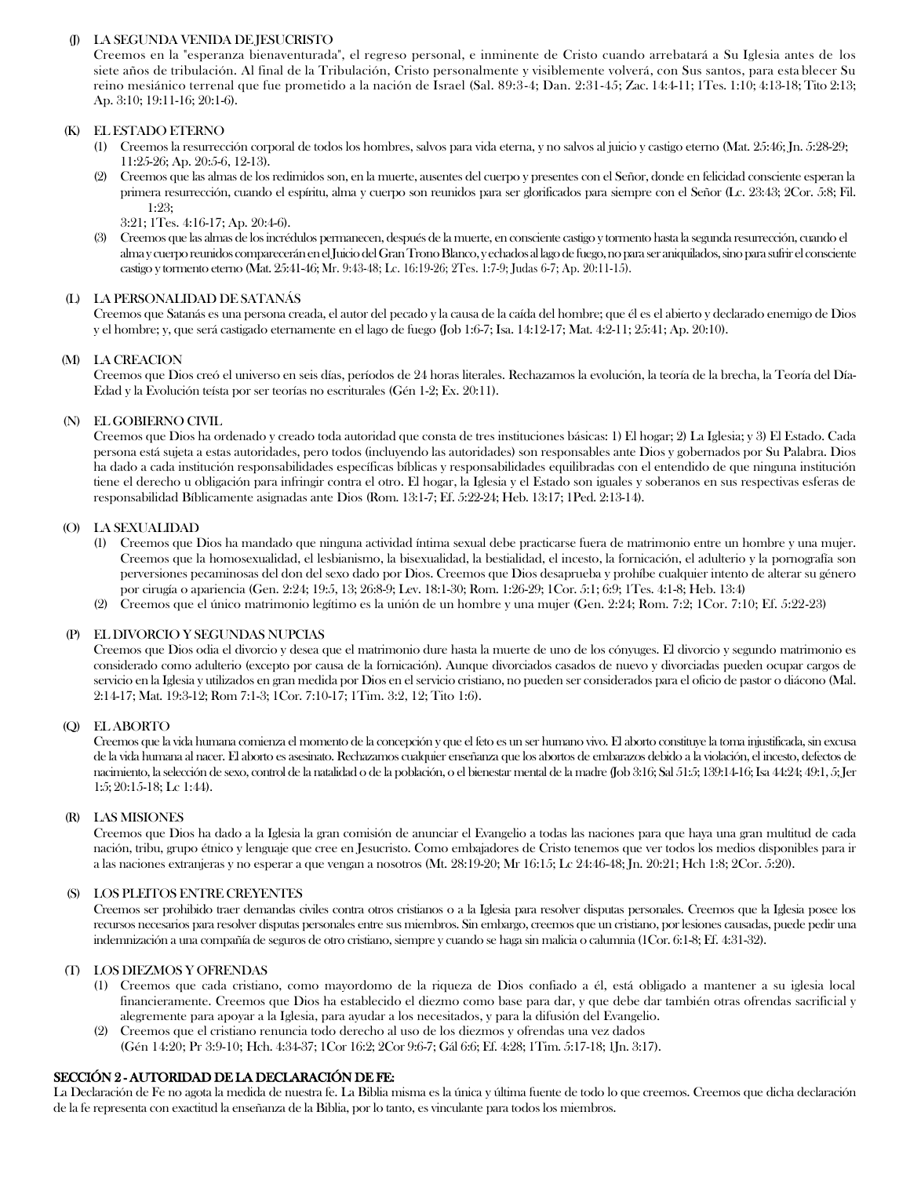(J) LA SEGUNDA VENIDA DE JESUCRISTO

Creemos en la "esperanza bienaventurada", el regreso personal, e inminente de Cristo cuando arrebatará a Su Iglesia antes de los siete años de tribulación. Al final de la Tribulación, Cristo personalmente y visiblemente volverá, con Sus santos, para esta blecer Su reino mesiánico terrenal que fue prometido a la nación de Israel (Sal. 89:3-4; Dan. 2:31-45; Zac. 14:4-11; 1Tes. 1:10; 4:13-18; Tito 2:13; Ap. 3:10; 19:11-16; 20:1-6).

(K) EL ESTADO ETERNO

(1) Creemos la resurrección corporal de todos los hombres, salvos para vida eterna, y no salvos al juicio y castigo eterno (Mat. 25:46; Jn. 5:28-29; 11:25-26; Ap. 20:5-6, 12-13).

(2) Creemos que las almas de los redimidos son, en la muerte, ausentes del cuerpo y presentes con el Señor, donde en felicidad consciente esperan la primera resurrección, cuando el espíritu, alma y cuerpo son reunidos para ser glorificados para siempre con el Señor (Lc. 23:43; 2Cor. 5:8; Fil. 1:23; 3:21; 1Tes. 4:16-17; Ap. 20:4-6).

(3) Creemos que las almas de los incrédulos permanecen, después de la muerte, en consciente castigo y tormento hasta la segunda resurrección, cuando el alma y cuerpo reunidos comparecerán en el Juicio del Gran Trono Blanco, y echados al lago de fuego, no para ser aniquilados, sino para sufrir el consciente castigo y tormento eterno (Mat. 25:41-46; Mr. 9:43-48; Lc. 16:19-26; 2Tes. 1:7-9; Judas 6-7; Ap. 20:11-15).

(L) LA PERSONALIDAD DE SATANÁS

Creemos que Satanás es una persona creada, el autor del pecado y la causa de la caída del hombre; que él es el abierto y declarado enemigo de Dios y el hombre; y, que será castigado eternamente en el lago de fuego (Job 1:6-7; Isa. 14:12-17; Mat. 4:2-11; 25:41; Ap. 20:10).

(M) LA CREACION

Creemos que Dios creó el universo en seis días, períodos de 24 horas literales. Rechazamos la evolución, la teoría de la brecha, la Teoría del Día-Edad y la Evolución teísta por ser teorías no escriturales (Gén 1-2; Ex. 20:11).

(N) EL GOBIERNO CIVIL

Creemos que Dios ha ordenado y creado toda autoridad que consta de tres instituciones básicas: 1) El hogar; 2) La Iglesia; y 3) El Estado. Cada persona está sujeta a estas autoridades, pero todos (incluyendo las autoridades) son responsables ante Dios y gobernados por Su Palabra. Dios ha dado a cada institución responsabilidades específicas bíblicas y responsabilidades equilibradas con el entendido de que ninguna institución tiene el derecho u obligación para infringir contra el otro. El hogar, la Iglesia y el Estado son iguales y soberanos en sus respectivas esferas de responsabilidad Bíblicamente asignadas ante Dios (Rom. 13:1-7; Ef. 5:22-24; Heb. 13:17; 1Ped. 2:13-14).

(O) LA SEXUALIDAD

(1) Creemos que Dios ha mandado que ninguna actividad íntima sexual debe practicarse fuera de matrimonio entre un hombre y una mujer. Creemos que la homosexualidad, el lesbianismo, la bisexualidad, la bestialidad, el incesto, la fornicación, el adulterio y la pornografía son perversiones pecaminosas del don del sexo dado por Dios. Creemos que Dios desaprueba y prohíbe cualquier intento de alterar su género por cirugía o apariencia (Gen. 2:24; 19:5, 13; 26:8-9; Lev. 18:1-30; Rom. 1:26-29; 1Cor. 5:1; 6:9; 1Tes. 4:1-8; Heb. 13:4)

(2) Creemos que el único matrimonio legítimo es la unión de un hombre y una mujer (Gen. 2:24; Rom. 7:2; 1Cor. 7:10; Ef. 5:22-23)

(P) EL DIVORCIO Y SEGUNDAS NUPCIAS

Creemos que Dios odia el divorcio y desea que el matrimonio dure hasta la muerte de uno de los cónyuges. El divorcio y segundo matrimonio es considerado como adulterio (excepto por causa de la fornicación). Aunque divorciados casados de nuevo y divorciadas pueden ocupar cargos de servicio en la Iglesia y utilizados en gran medida por Dios en el servicio cristiano, no pueden ser considerados para el oficio de pastor o diácono (Mal. 2:14-17; Mat. 19:3-12; Rom 7:1-3; 1Cor. 7:10-17; 1Tim. 3:2, 12; Tito 1:6).

(Q) EL ABORTO

Creemos que la vida humana comienza el momento de la concepción y que el feto es un ser humano vivo. El aborto constituye la toma injustificada, sin excusa de la vida humana al nacer. El aborto es asesinato. Rechazamos cualquier enseñanza que los abortos de embarazos debido a la violación, el incesto, defectos de nacimiento, la selección de sexo, control de la natalidad o de la población, o el bienestar mental de la madre (Job 3:16; Sal 51:5; 139:14-16; Isa 44:24; 49:1, 5; Jer 1:5; 20:15-18; Lc 1:44).

(R) LAS MISIONES

Creemos que Dios ha dado a la Iglesia la gran comisión de anunciar el Evangelio a todas las naciones para que haya una gran multitud de cada nación, tribu, grupo étnico y lenguaje que cree en Jesucristo. Como embajadores de Cristo tenemos que ver todos los medios disponibles para ir a las naciones extranjeras y no esperar a que vengan a nosotros (Mt. 28:19-20; Mr 16:15; Lc 24:46-48; Jn. 20:21; Hch 1:8; 2Cor. 5:20).

(S) LOS PLEITOS ENTRE CREYENTES

Creemos ser prohibido traer demandas civiles contra otros cristianos o a la Iglesia para resolver disputas personales. Creemos que la Iglesia posee los recursos necesarios para resolver disputas personales entre sus miembros. Sin embargo, creemos que un cristiano, por lesiones causadas, puede pedir una indemnización a una compañía de seguros de otro cristiano, siempre y cuando se haga sin malicia o calumnia (1Cor. 6:1-8; Ef. 4:31-32).

(T) LOS DIEZMOS Y OFRENDAS

(1) Creemos que cada cristiano, como mayordomo de la riqueza de Dios confiado a él, está obligado a mantener a su iglesia local financieramente. Creemos que Dios ha establecido el diezmo como base para dar, y que debe dar también otras ofrendas sacrificial y alegremente para apoyar a la Iglesia, para ayudar a los necesitados, y para la difusión del Evangelio.

(2) Creemos que el cristiano renuncia todo derecho al uso de los diezmos y ofrendas una vez dados (Gén 14:20; Pr 3:9-10; Hch. 4:34-37; 1Cor 16:2; 2Cor 9:6-7; Gál 6:6; Ef. 4:28; 1Tim. 5:17-18; 1Jn. 3:17).

## SECCIÓN 2 - AUTORIDAD DE LA DECLARACIÓN DE FE:

La Declaración de Fe no agota la medida de nuestra fe. La Biblia misma es la única y última fuente de todo lo que creemos. Creemos que dicha declaración de la fe representa con exactitud la enseñanza de la Biblia, por lo tanto, es vinculante para todos los miembros.